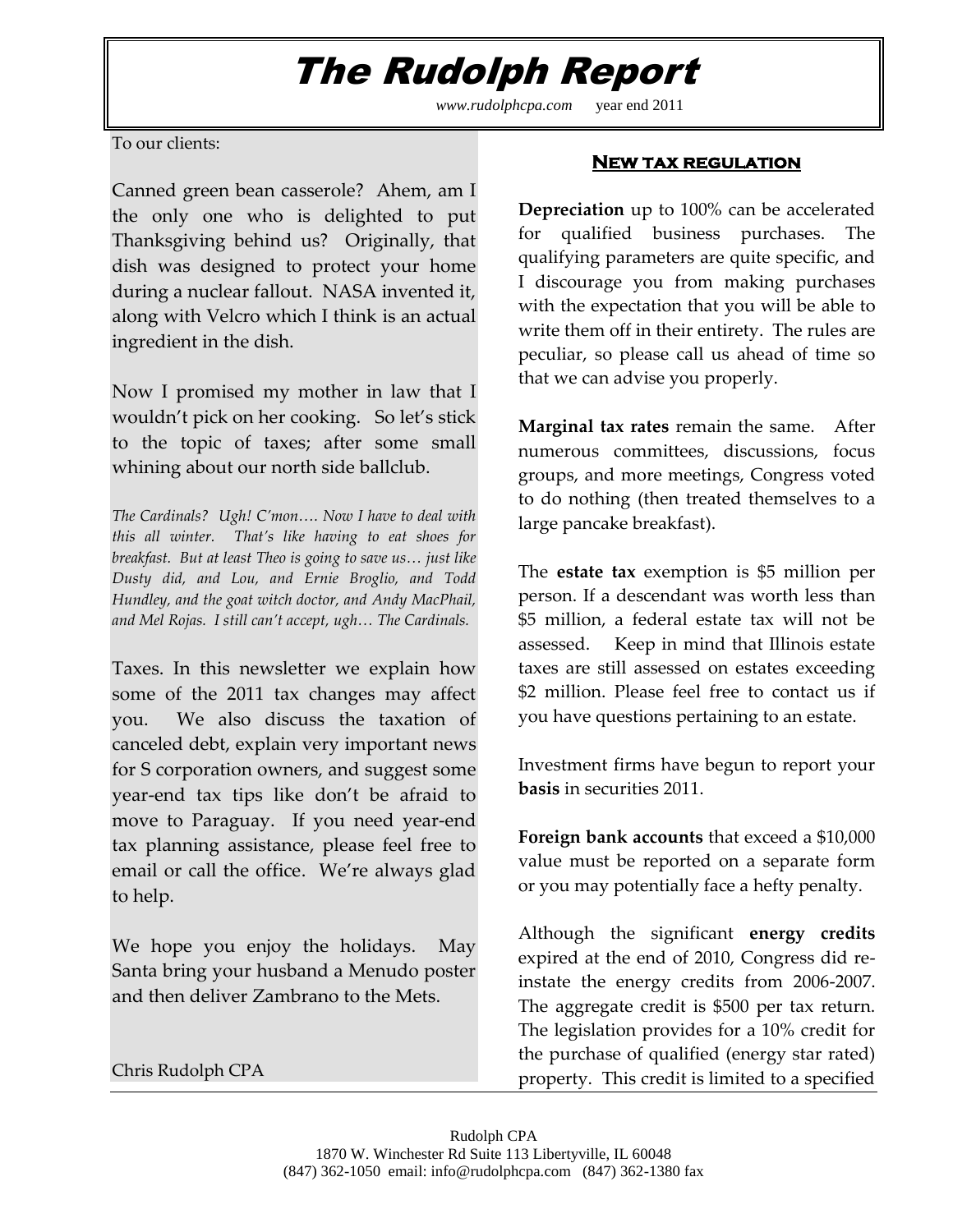# The Rudolph Report

*www.rudolphcpa.com* year end 2011

To our clients:

Canned green bean casserole? Ahem, am I the only one who is delighted to put Thanksgiving behind us? Originally, that dish was designed to protect your home during a nuclear fallout. NASA invented it, along with Velcro which I think is an actual ingredient in the dish.

Now I promised my mother in law that I wouldn't pick on her cooking. So let's stick to the topic of taxes; after some small whining about our north side ballclub.

*The Cardinals? Ugh! C'mon…. Now I have to deal with this all winter. That's like having to eat shoes for breakfast. But at least Theo is going to save us… just like Dusty did, and Lou, and Ernie Broglio, and Todd Hundley, and the goat witch doctor, and Andy MacPhail, and Mel Rojas. I still can't accept, ugh… The Cardinals.*

Taxes. In this newsletter we explain how some of the 2011 tax changes may affect you. We also discuss the taxation of canceled debt, explain very important news for S corporation owners, and suggest some year-end tax tips like don't be afraid to move to Paraguay. If you need year-end tax planning assistance, please feel free to email or call the office. We're always glad to help.

We hope you enjoy the holidays. May Santa bring your husband a Menudo poster and then deliver Zambrano to the Mets.

Chris Rudolph CPA

## New tax regulation

**Depreciation** up to 100% can be accelerated for qualified business purchases. The qualifying parameters are quite specific, and I discourage you from making purchases with the expectation that you will be able to write them off in their entirety. The rules are peculiar, so please call us ahead of time so that we can advise you properly.

**Marginal tax rates** remain the same. After numerous committees, discussions, focus groups, and more meetings, Congress voted to do nothing (then treated themselves to a large pancake breakfast).

The **estate tax** exemption is $5 million per person. If a descendant was worth less than $5 million, a federal estate tax will not be assessed. Keep in mind that Illinois estate taxes are still assessed on estates exceeding $2 million. Please feel free to contact us if you have questions pertaining to an estate.

Investment firms have begun to report your **basis** in securities 2011.

**Foreign bank accounts** that exceed a $10,000 value must be reported on a separate form or you may potentially face a hefty penalty.

Although the significant **energy credits** expired at the end of 2010, Congress did re-instate the energy credits from 2006-2007. The aggregate credit is $500 per tax return. The legislation provides for a 10% credit for the purchase of qualified (energy star rated) property. This credit is limited to a specified

Rudolph CPA
1870 W. Winchester Rd Suite 113 Libertyville, IL 60048
(847) 362-1050 email: info@rudolphcpa.com (847) 362-1380 fax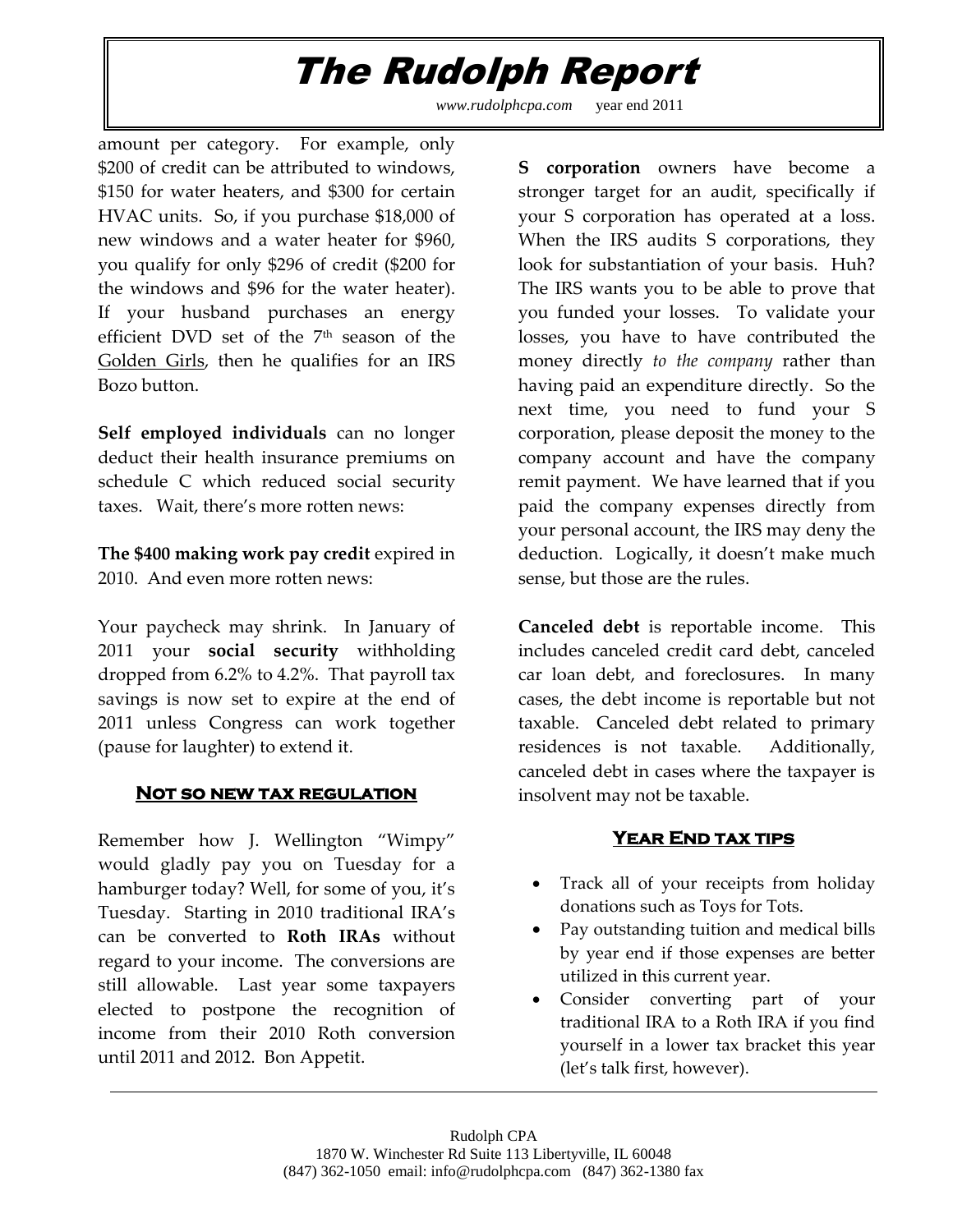amount per category. For example, only $200 of credit can be attributed to windows, $150 for water heaters, and $300 for certain HVAC units. So, if you purchase $18,000 of new windows and a water heater for $960, you qualify for only $296 of credit ($200 for the windows and $96 for the water heater). If your husband purchases an energy efficient DVD set of the 7th season of the Golden Girls, then he qualifies for an IRS Bozo button.

**Self employed individuals** can no longer deduct their health insurance premiums on schedule C which reduced social security taxes. Wait, there's more rotten news:

**The $400 making work pay credit** expired in 2010. And even more rotten news:

Your paycheck may shrink. In January of 2011 your **social security** withholding dropped from 6.2% to 4.2%. That payroll tax savings is now set to expire at the end of 2011 unless Congress can work together (pause for laughter) to extend it.

## Not so new tax regulation

Remember how J. Wellington "Wimpy" would gladly pay you on Tuesday for a hamburger today? Well, for some of you, it's Tuesday. Starting in 2010 traditional IRA's can be converted to **Roth IRAs** without regard to your income. The conversions are still allowable. Last year some taxpayers elected to postpone the recognition of income from their 2010 Roth conversion until 2011 and 2012. Bon Appetit.

**S corporation** owners have become a stronger target for an audit, specifically if your S corporation has operated at a loss. When the IRS audits S corporations, they look for substantiation of your basis. Huh? The IRS wants you to be able to prove that you funded your losses. To validate your losses, you have to have contributed the money directly *to the company* rather than having paid an expenditure directly. So the next time, you need to fund your S corporation, please deposit the money to the company account and have the company remit payment. We have learned that if you paid the company expenses directly from your personal account, the IRS may deny the deduction. Logically, it doesn't make much sense, but those are the rules.

**Canceled debt** is reportable income. This includes canceled credit card debt, canceled car loan debt, and foreclosures. In many cases, the debt income is reportable but not taxable. Canceled debt related to primary residences is not taxable. Additionally, canceled debt in cases where the taxpayer is insolvent may not be taxable.

## Year End tax tips

- Track all of your receipts from holiday donations such as Toys for Tots.
- Pay outstanding tuition and medical bills by year end if those expenses are better utilized in this current year.
- Consider converting part of your traditional IRA to a Roth IRA if you find yourself in a lower tax bracket this year (let's talk first, however).